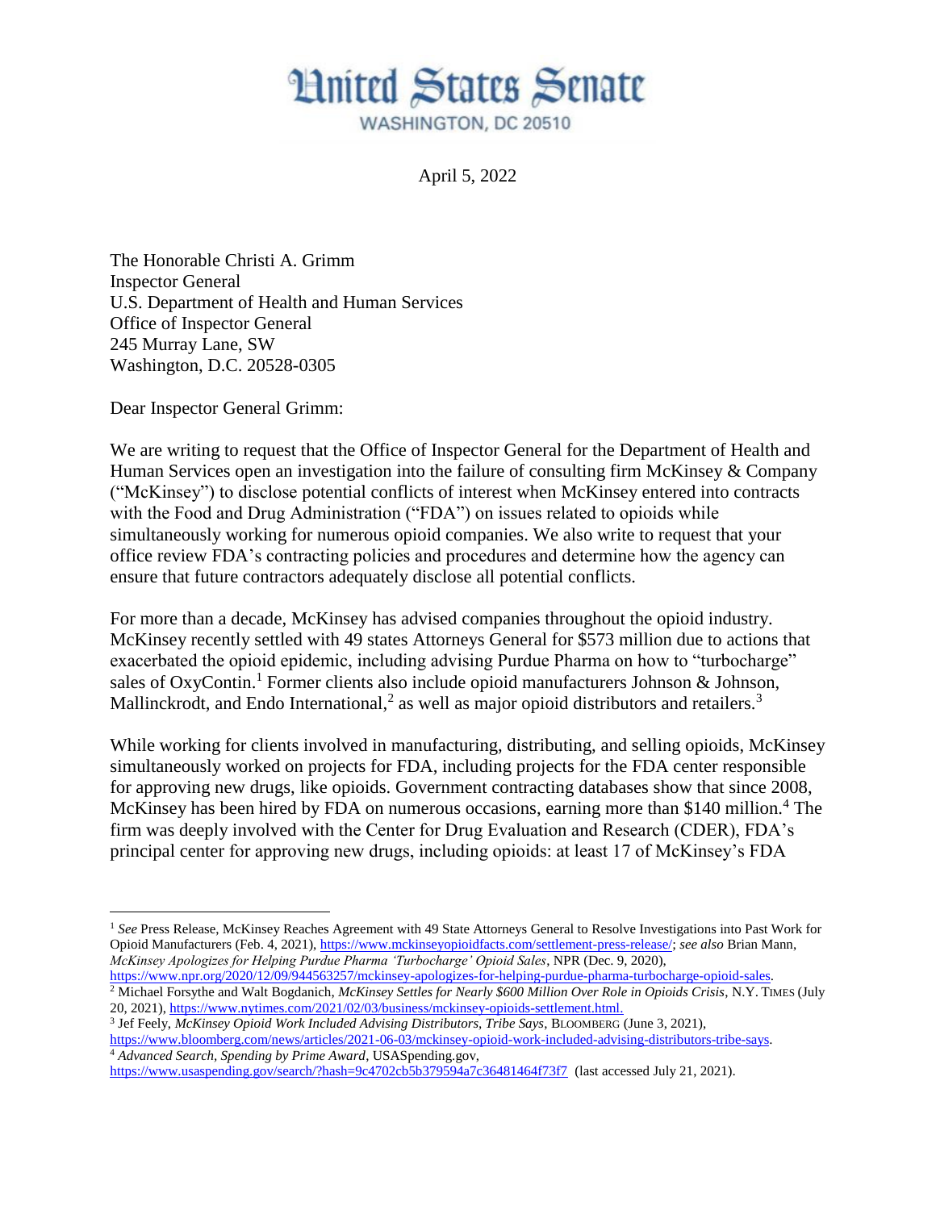# United States Senate

WASHINGTON, DC 20510

April 5, 2022

The Honorable Christi A. Grimm
Inspector General
U.S. Department of Health and Human Services
Office of Inspector General
245 Murray Lane, SW
Washington, D.C. 20528-0305

Dear Inspector General Grimm:

We are writing to request that the Office of Inspector General for the Department of Health and Human Services open an investigation into the failure of consulting firm McKinsey & Company ("McKinsey") to disclose potential conflicts of interest when McKinsey entered into contracts with the Food and Drug Administration ("FDA") on issues related to opioids while simultaneously working for numerous opioid companies. We also write to request that your office review FDA's contracting policies and procedures and determine how the agency can ensure that future contractors adequately disclose all potential conflicts.

For more than a decade, McKinsey has advised companies throughout the opioid industry. McKinsey recently settled with 49 states Attorneys General for $573 million due to actions that exacerbated the opioid epidemic, including advising Purdue Pharma on how to "turbocharge" sales of OxyContin.[1] Former clients also include opioid manufacturers Johnson & Johnson, Mallinckrodt, and Endo International,[2] as well as major opioid distributors and retailers.[3]

While working for clients involved in manufacturing, distributing, and selling opioids, McKinsey simultaneously worked on projects for FDA, including projects for the FDA center responsible for approving new drugs, like opioids. Government contracting databases show that since 2008, McKinsey has been hired by FDA on numerous occasions, earning more than $140 million.[4] The firm was deeply involved with the Center for Drug Evaluation and Research (CDER), FDA's principal center for approving new drugs, including opioids: at least 17 of McKinsey's FDA

---

[1] *See* Press Release, McKinsey Reaches Agreement with 49 State Attorneys General to Resolve Investigations into Past Work for Opioid Manufacturers (Feb. 4, 2021), https://www.mckinseyopioidfacts.com/settlement-press-release/; *see also* Brian Mann, *McKinsey Apologizes for Helping Purdue Pharma 'Turbocharge' Opioid Sales*, NPR (Dec. 9, 2020), https://www.npr.org/2020/12/09/944563257/mckinsey-apologizes-for-helping-purdue-pharma-turbocharge-opioid-sales.

[2] Michael Forsythe and Walt Bogdanich, *McKinsey Settles for Nearly $600 Million Over Role in Opioids Crisis*, N.Y. TIMES (July 20, 2021), https://www.nytimes.com/2021/02/03/business/mckinsey-opioids-settlement.html.

[3] Jef Feeley, *McKinsey Opioid Work Included Advising Distributors, Tribe Says*, BLOOMBERG (June 3, 2021), https://www.bloomberg.com/news/articles/2021-06-03/mckinsey-opioid-work-included-advising-distributors-tribe-says.

[4] *Advanced Search, Spending by Prime Award*, USASpending.gov, https://www.usaspending.gov/search/?hash=9c4702cb5b379594a7c36481464f73f7 (last accessed July 21, 2021).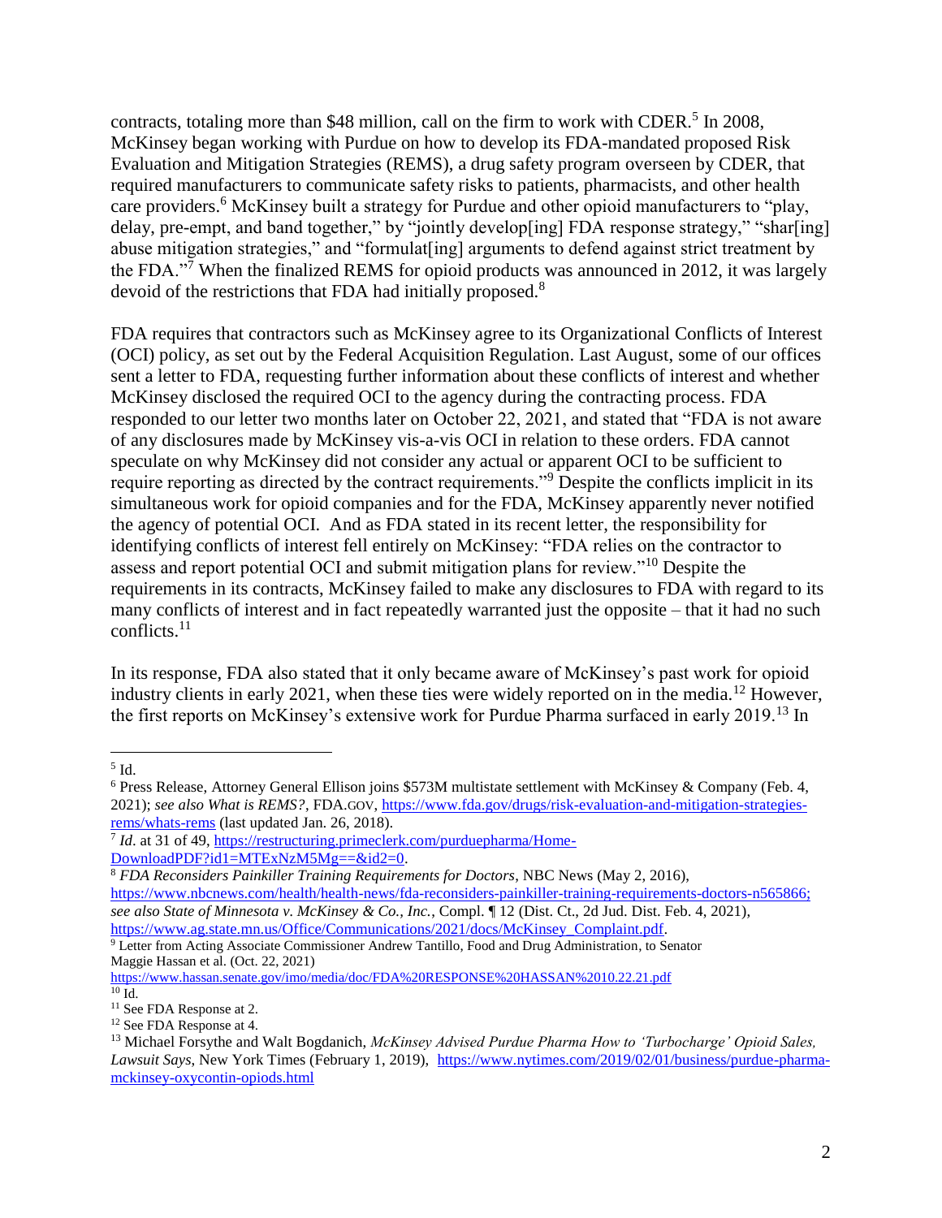contracts, totaling more than $48 million, call on the firm to work with CDER.[5] In 2008, McKinsey began working with Purdue on how to develop its FDA-mandated proposed Risk Evaluation and Mitigation Strategies (REMS), a drug safety program overseen by CDER, that required manufacturers to communicate safety risks to patients, pharmacists, and other health care providers.[6] McKinsey built a strategy for Purdue and other opioid manufacturers to "play, delay, pre-empt, and band together," by "jointly develop[ing] FDA response strategy," "shar[ing] abuse mitigation strategies," and "formulat[ing] arguments to defend against strict treatment by the FDA."[7] When the finalized REMS for opioid products was announced in 2012, it was largely devoid of the restrictions that FDA had initially proposed.[8]

FDA requires that contractors such as McKinsey agree to its Organizational Conflicts of Interest (OCI) policy, as set out by the Federal Acquisition Regulation. Last August, some of our offices sent a letter to FDA, requesting further information about these conflicts of interest and whether McKinsey disclosed the required OCI to the agency during the contracting process. FDA responded to our letter two months later on October 22, 2021, and stated that "FDA is not aware of any disclosures made by McKinsey vis-a-vis OCI in relation to these orders. FDA cannot speculate on why McKinsey did not consider any actual or apparent OCI to be sufficient to require reporting as directed by the contract requirements."[9] Despite the conflicts implicit in its simultaneous work for opioid companies and for the FDA, McKinsey apparently never notified the agency of potential OCI. And as FDA stated in its recent letter, the responsibility for identifying conflicts of interest fell entirely on McKinsey: "FDA relies on the contractor to assess and report potential OCI and submit mitigation plans for review."[10] Despite the requirements in its contracts, McKinsey failed to make any disclosures to FDA with regard to its many conflicts of interest and in fact repeatedly warranted just the opposite – that it had no such conflicts.[11]

In its response, FDA also stated that it only became aware of McKinsey's past work for opioid industry clients in early 2021, when these ties were widely reported on in the media.[12] However, the first reports on McKinsey's extensive work for Purdue Pharma surfaced in early 2019.[13] In

---

[5] Id.

[6] Press Release, Attorney General Ellison joins $573M multistate settlement with McKinsey & Company (Feb. 4, 2021); *see also What is REMS?*, FDA.GOV, https://www.fda.gov/drugs/risk-evaluation-and-mitigation-strategies-rems/whats-rems (last updated Jan. 26, 2018).

[7] *Id*. at 31 of 49, https://restructuring.primeclerk.com/purduepharma/Home-DownloadPDF?id1=MTExNzM5Mg==&id2=0.

[8] *FDA Reconsiders Painkiller Training Requirements for Doctors*, NBC News (May 2, 2016), https://www.nbcnews.com/health/health-news/fda-reconsiders-painkiller-training-requirements-doctors-n565866; *see also State of Minnesota v. McKinsey & Co., Inc.*, Compl. ¶ 12 (Dist. Ct., 2d Jud. Dist. Feb. 4, 2021), https://www.ag.state.mn.us/Office/Communications/2021/docs/McKinsey_Complaint.pdf.

[9] Letter from Acting Associate Commissioner Andrew Tantillo, Food and Drug Administration, to Senator Maggie Hassan et al. (Oct. 22, 2021) https://www.hassan.senate.gov/imo/media/doc/FDA%20RESPONSE%20HASSAN%2010.22.21.pdf

[10] Id.

[11] See FDA Response at 2.

[12] See FDA Response at 4.

[13] Michael Forsythe and Walt Bogdanich, *McKinsey Advised Purdue Pharma How to 'Turbocharge' Opioid Sales, Lawsuit Says*, New York Times (February 1, 2019), https://www.nytimes.com/2019/02/01/business/purdue-pharma-mckinsey-oxycontin-opiods.html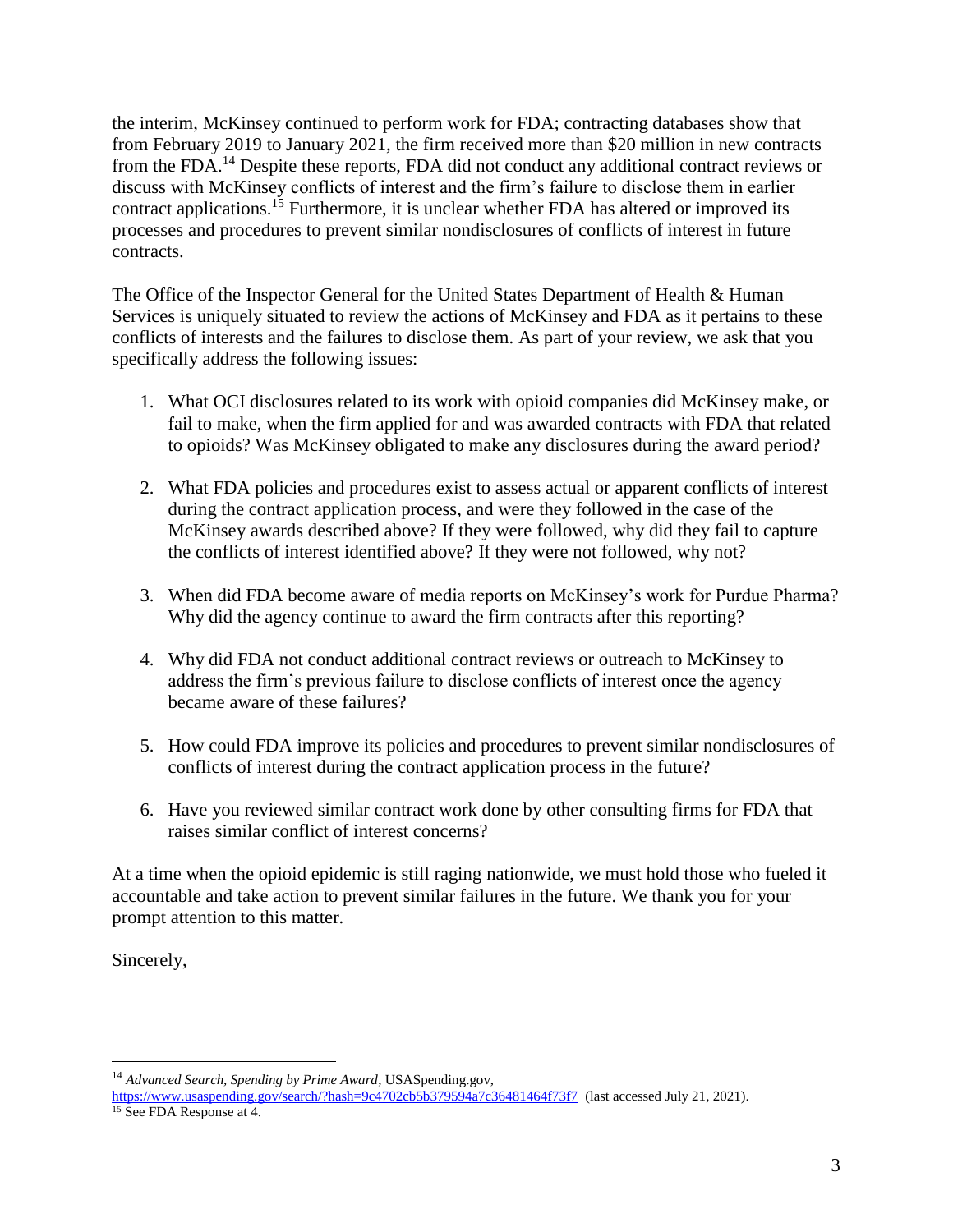the interim, McKinsey continued to perform work for FDA; contracting databases show that from February 2019 to January 2021, the firm received more than $20 million in new contracts from the FDA.[14] Despite these reports, FDA did not conduct any additional contract reviews or discuss with McKinsey conflicts of interest and the firm's failure to disclose them in earlier contract applications.[15] Furthermore, it is unclear whether FDA has altered or improved its processes and procedures to prevent similar nondisclosures of conflicts of interest in future contracts.

The Office of the Inspector General for the United States Department of Health & Human Services is uniquely situated to review the actions of McKinsey and FDA as it pertains to these conflicts of interests and the failures to disclose them. As part of your review, we ask that you specifically address the following issues:

1. What OCI disclosures related to its work with opioid companies did McKinsey make, or fail to make, when the firm applied for and was awarded contracts with FDA that related to opioids? Was McKinsey obligated to make any disclosures during the award period?

2. What FDA policies and procedures exist to assess actual or apparent conflicts of interest during the contract application process, and were they followed in the case of the McKinsey awards described above? If they were followed, why did they fail to capture the conflicts of interest identified above? If they were not followed, why not?

3. When did FDA become aware of media reports on McKinsey's work for Purdue Pharma? Why did the agency continue to award the firm contracts after this reporting?

4. Why did FDA not conduct additional contract reviews or outreach to McKinsey to address the firm's previous failure to disclose conflicts of interest once the agency became aware of these failures?

5. How could FDA improve its policies and procedures to prevent similar nondisclosures of conflicts of interest during the contract application process in the future?

6. Have you reviewed similar contract work done by other consulting firms for FDA that raises similar conflict of interest concerns?

At a time when the opioid epidemic is still raging nationwide, we must hold those who fueled it accountable and take action to prevent similar failures in the future. We thank you for your prompt attention to this matter.

Sincerely,

---

[14] *Advanced Search, Spending by Prime Award*, USASpending.gov, https://www.usaspending.gov/search/?hash=9c4702cb5b379594a7c36481464f73f7 (last accessed July 21, 2021).

[15] See FDA Response at 4.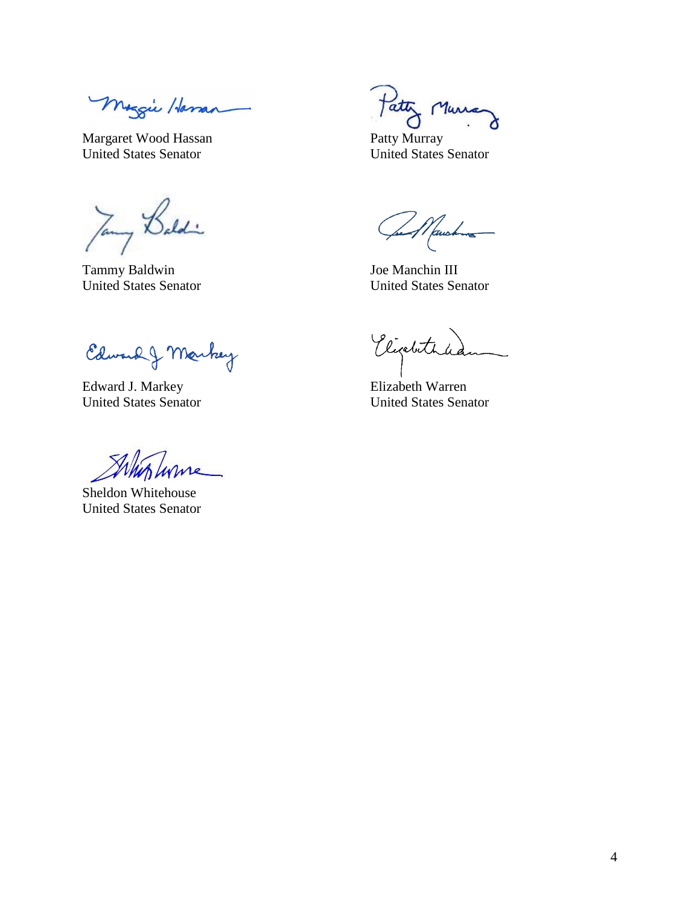Margaret Wood Hassan
United States Senator

Patty Murray
United States Senator

Tammy Baldwin
United States Senator

Joe Manchin III
United States Senator

Edward J. Markey
United States Senator

Elizabeth Warren
United States Senator

Sheldon Whitehouse
United States Senator